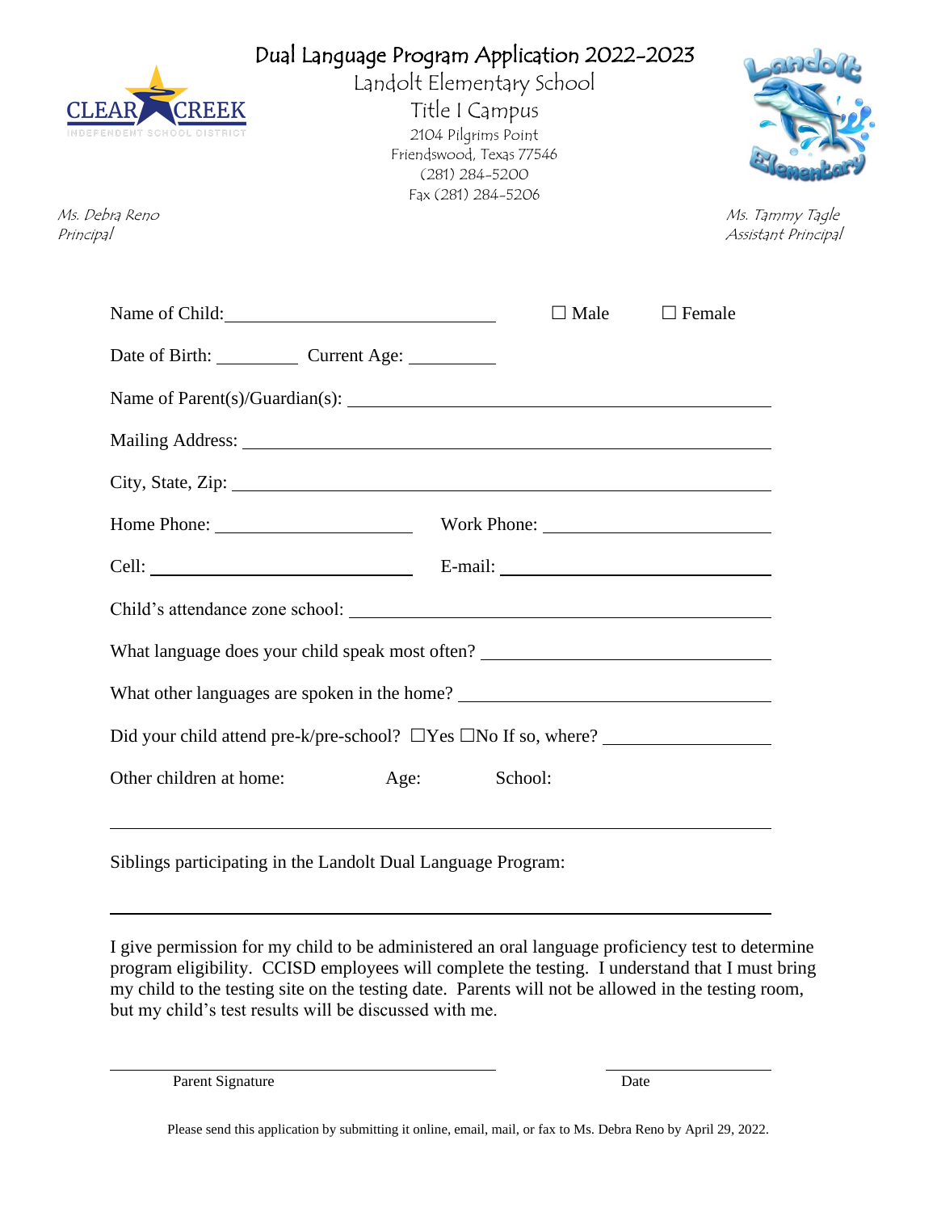# Dual Language Program Application 2022-2023

Landolt Elementary School

Title I Campus

2104 Pilgrims Point
Friendswood, Texas 77546
(281) 284-5200
Fax (281) 284-5206

*Ms. Debra Reno*
*Principal*

*Ms. Tammy Tagle*
*Assistant Principal*

Name of Child: ______________________________ ☐ Male ☐ Female

Date of Birth: _________ Current Age: _________

Name of Parent(s)/Guardian(s): ______________________________

Mailing Address: ______________________________

City, State, Zip: ______________________________

Home Phone: ____________________ Work Phone: ____________________

Cell: ____________________ E-mail: ____________________

Child's attendance zone school: ______________________________

What language does your child speak most often? ______________________________

What other languages are spoken in the home? ______________________________

Did your child attend pre-k/pre-school? ☐Yes ☐No If so, where? ____________________

Other children at home: Age: School:

______________________________

Siblings participating in the Landolt Dual Language Program:

______________________________

I give permission for my child to be administered an oral language proficiency test to determine program eligibility. CCISD employees will complete the testing. I understand that I must bring my child to the testing site on the testing date. Parents will not be allowed in the testing room, but my child's test results will be discussed with me.

______________________________ ____________________
Parent Signature Date

Please send this application by submitting it online, email, mail, or fax to Ms. Debra Reno by April 29, 2022.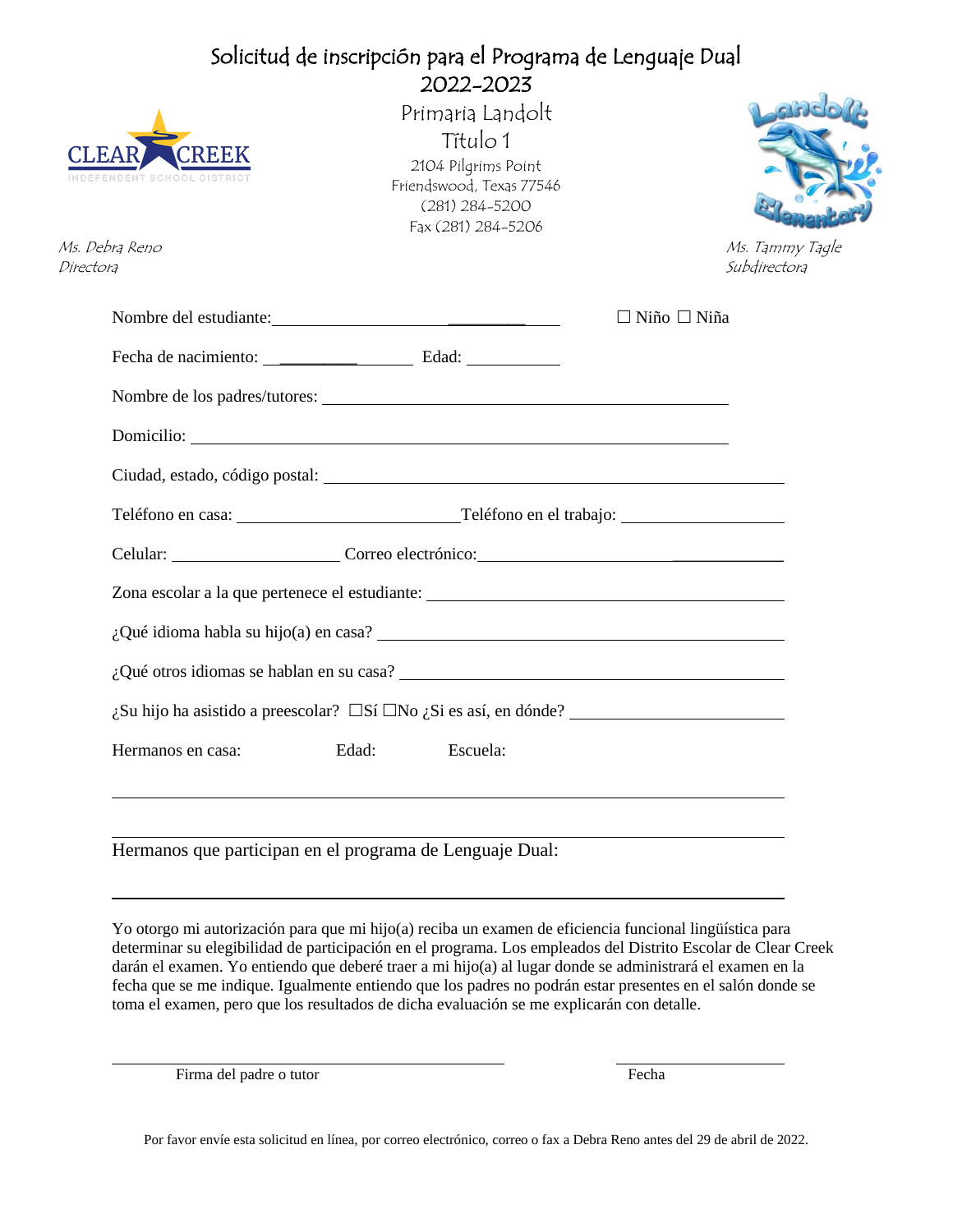# Solicitud de inscripción para el Programa de Lenguaje Dual
## 2022-2023

CLEAR CREEK INDEPENDENT SCHOOL DISTRICT

Primaria Landolt
Título 1
2104 Pilgrims Point
Friendswood, Texas 77546
(281) 284-5200
Fax (281) 284-5206

Landolt Elementary

*Ms. Debra Reno*
*Directora*

*Ms. Tammy Tagle*
*Subdirectora*

Nombre del estudiante: ______________________________ ☐ Niño ☐ Niña

Fecha de nacimiento: ____________________ Edad: __________

Nombre de los padres/tutores: ____________________________________________

Domicilio: ____________________________________________________________

Ciudad, estado, código postal: _________________________________________________

Teléfono en casa: ________________________ Teléfono en el trabajo: __________________

Celular: __________________ Correo electrónico: ________________________________

Zona escolar a la que pertenece el estudiante: _______________________________________

¿Qué idioma habla su hijo(a) en casa? ___________________________________________

¿Qué otros idiomas se hablan en su casa? ________________________________________

¿Su hijo ha asistido a preescolar? ☐Sí ☐No ¿Si es así, en dónde? _______________________

Hermanos en casa: Edad: Escuela:

______________________________________________________________________

______________________________________________________________________

Hermanos que participan en el programa de Lenguaje Dual:

______________________________________________________________________

Yo otorgo mi autorización para que mi hijo(a) reciba un examen de eficiencia funcional lingüística para determinar su elegibilidad de participación en el programa. Los empleados del Distrito Escolar de Clear Creek darán el examen. Yo entiendo que deberé traer a mi hijo(a) al lugar donde se administrará el examen en la fecha que se me indique. Igualmente entiendo que los padres no podrán estar presentes en el salón donde se toma el examen, pero que los resultados de dicha evaluación se me explicarán con detalle.

______________________________ ____________________
Firma del padre o tutor Fecha

Por favor envíe esta solicitud en línea, por correo electrónico, correo o fax a Debra Reno antes del 29 de abril de 2022.